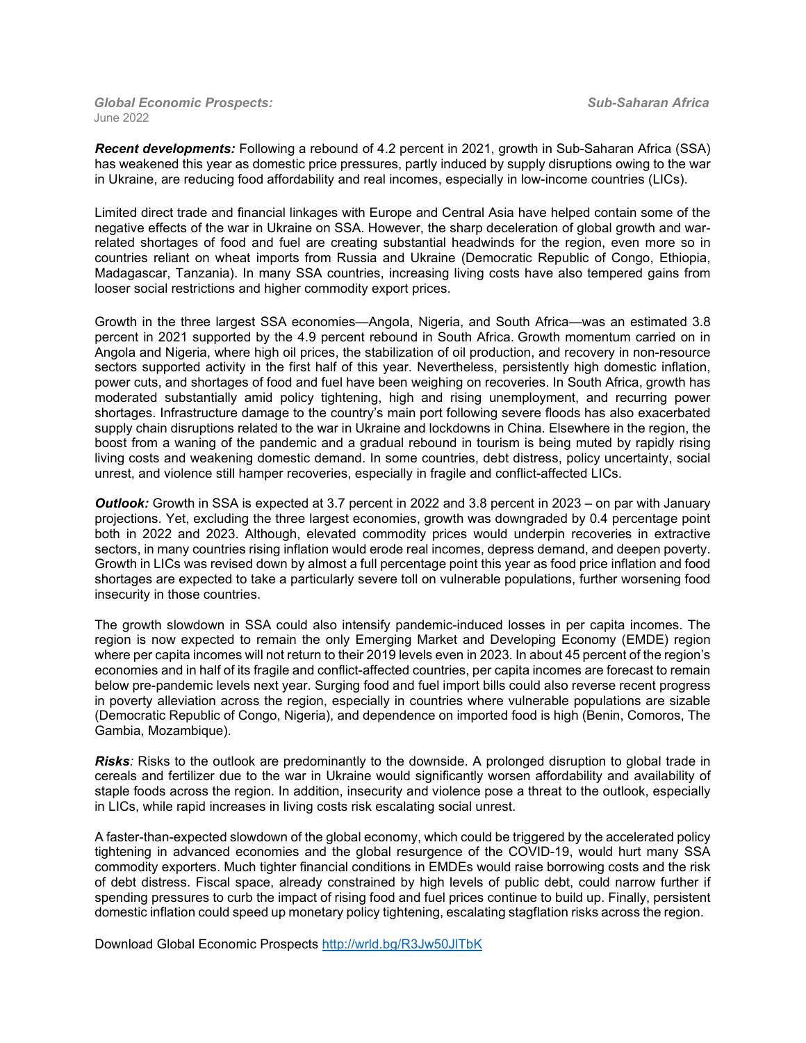*Global Economic Prospects:* *Sub-Saharan Africa*
June 2022

***Recent developments:*** Following a rebound of 4.2 percent in 2021, growth in Sub-Saharan Africa (SSA) has weakened this year as domestic price pressures, partly induced by supply disruptions owing to the war in Ukraine, are reducing food affordability and real incomes, especially in low-income countries (LICs).

Limited direct trade and financial linkages with Europe and Central Asia have helped contain some of the negative effects of the war in Ukraine on SSA. However, the sharp deceleration of global growth and war-related shortages of food and fuel are creating substantial headwinds for the region, even more so in countries reliant on wheat imports from Russia and Ukraine (Democratic Republic of Congo, Ethiopia, Madagascar, Tanzania). In many SSA countries, increasing living costs have also tempered gains from looser social restrictions and higher commodity export prices.

Growth in the three largest SSA economies—Angola, Nigeria, and South Africa—was an estimated 3.8 percent in 2021 supported by the 4.9 percent rebound in South Africa. Growth momentum carried on in Angola and Nigeria, where high oil prices, the stabilization of oil production, and recovery in non-resource sectors supported activity in the first half of this year. Nevertheless, persistently high domestic inflation, power cuts, and shortages of food and fuel have been weighing on recoveries. In South Africa, growth has moderated substantially amid policy tightening, high and rising unemployment, and recurring power shortages. Infrastructure damage to the country's main port following severe floods has also exacerbated supply chain disruptions related to the war in Ukraine and lockdowns in China. Elsewhere in the region, the boost from a waning of the pandemic and a gradual rebound in tourism is being muted by rapidly rising living costs and weakening domestic demand. In some countries, debt distress, policy uncertainty, social unrest, and violence still hamper recoveries, especially in fragile and conflict-affected LICs.

***Outlook:*** Growth in SSA is expected at 3.7 percent in 2022 and 3.8 percent in 2023 – on par with January projections. Yet, excluding the three largest economies, growth was downgraded by 0.4 percentage point both in 2022 and 2023. Although, elevated commodity prices would underpin recoveries in extractive sectors, in many countries rising inflation would erode real incomes, depress demand, and deepen poverty. Growth in LICs was revised down by almost a full percentage point this year as food price inflation and food shortages are expected to take a particularly severe toll on vulnerable populations, further worsening food insecurity in those countries.

The growth slowdown in SSA could also intensify pandemic-induced losses in per capita incomes. The region is now expected to remain the only Emerging Market and Developing Economy (EMDE) region where per capita incomes will not return to their 2019 levels even in 2023. In about 45 percent of the region's economies and in half of its fragile and conflict-affected countries, per capita incomes are forecast to remain below pre-pandemic levels next year. Surging food and fuel import bills could also reverse recent progress in poverty alleviation across the region, especially in countries where vulnerable populations are sizable (Democratic Republic of Congo, Nigeria), and dependence on imported food is high (Benin, Comoros, The Gambia, Mozambique).

***Risks****:* Risks to the outlook are predominantly to the downside. A prolonged disruption to global trade in cereals and fertilizer due to the war in Ukraine would significantly worsen affordability and availability of staple foods across the region. In addition, insecurity and violence pose a threat to the outlook, especially in LICs, while rapid increases in living costs risk escalating social unrest.

A faster-than-expected slowdown of the global economy, which could be triggered by the accelerated policy tightening in advanced economies and the global resurgence of the COVID-19, would hurt many SSA commodity exporters. Much tighter financial conditions in EMDEs would raise borrowing costs and the risk of debt distress. Fiscal space, already constrained by high levels of public debt, could narrow further if spending pressures to curb the impact of rising food and fuel prices continue to build up. Finally, persistent domestic inflation could speed up monetary policy tightening, escalating stagflation risks across the region.

Download Global Economic Prospects [http://wrld.bg/R3Jw50JlTbK](http://wrld.bg/R3Jw50JlTbK)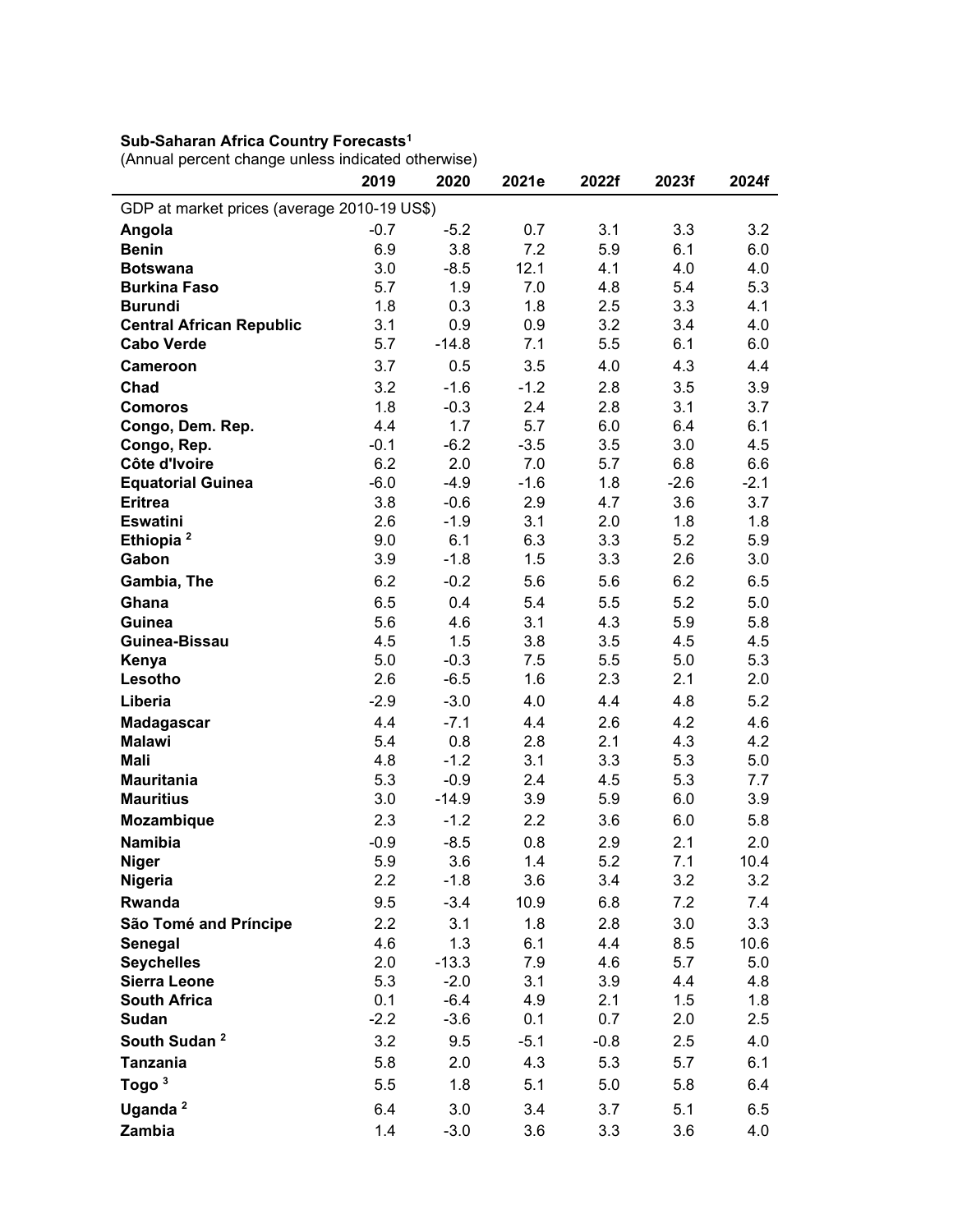**Sub-Saharan Africa Country Forecasts[1]**
(Annual percent change unless indicated otherwise)

| | 2019 | 2020 | 2021e | 2022f | 2023f | 2024f |
|---|---|---|---|---|---|---|
| GDP at market prices (average 2010-19 US$) | | | | | | |
| **Angola** | -0.7 | -5.2 | 0.7 | 3.1 | 3.3 | 3.2 |
| **Benin** | 6.9 | 3.8 | 7.2 | 5.9 | 6.1 | 6.0 |
| **Botswana** | 3.0 | -8.5 | 12.1 | 4.1 | 4.0 | 4.0 |
| **Burkina Faso** | 5.7 | 1.9 | 7.0 | 4.8 | 5.4 | 5.3 |
| **Burundi** | 1.8 | 0.3 | 1.8 | 2.5 | 3.3 | 4.1 |
| **Central African Republic** | 3.1 | 0.9 | 0.9 | 3.2 | 3.4 | 4.0 |
| **Cabo Verde** | 5.7 | -14.8 | 7.1 | 5.5 | 6.1 | 6.0 |
| **Cameroon** | 3.7 | 0.5 | 3.5 | 4.0 | 4.3 | 4.4 |
| **Chad** | 3.2 | -1.6 | -1.2 | 2.8 | 3.5 | 3.9 |
| **Comoros** | 1.8 | -0.3 | 2.4 | 2.8 | 3.1 | 3.7 |
| **Congo, Dem. Rep.** | 4.4 | 1.7 | 5.7 | 6.0 | 6.4 | 6.1 |
| **Congo, Rep.** | -0.1 | -6.2 | -3.5 | 3.5 | 3.0 | 4.5 |
| **Côte d'Ivoire** | 6.2 | 2.0 | 7.0 | 5.7 | 6.8 | 6.6 |
| **Equatorial Guinea** | -6.0 | -4.9 | -1.6 | 1.8 | -2.6 | -2.1 |
| **Eritrea** | 3.8 | -0.6 | 2.9 | 4.7 | 3.6 | 3.7 |
| **Eswatini** | 2.6 | -1.9 | 3.1 | 2.0 | 1.8 | 1.8 |
| **Ethiopia [2]** | 9.0 | 6.1 | 6.3 | 3.3 | 5.2 | 5.9 |
| **Gabon** | 3.9 | -1.8 | 1.5 | 3.3 | 2.6 | 3.0 |
| **Gambia, The** | 6.2 | -0.2 | 5.6 | 5.6 | 6.2 | 6.5 |
| **Ghana** | 6.5 | 0.4 | 5.4 | 5.5 | 5.2 | 5.0 |
| **Guinea** | 5.6 | 4.6 | 3.1 | 4.3 | 5.9 | 5.8 |
| **Guinea-Bissau** | 4.5 | 1.5 | 3.8 | 3.5 | 4.5 | 4.5 |
| **Kenya** | 5.0 | -0.3 | 7.5 | 5.5 | 5.0 | 5.3 |
| **Lesotho** | 2.6 | -6.5 | 1.6 | 2.3 | 2.1 | 2.0 |
| **Liberia** | -2.9 | -3.0 | 4.0 | 4.4 | 4.8 | 5.2 |
| **Madagascar** | 4.4 | -7.1 | 4.4 | 2.6 | 4.2 | 4.6 |
| **Malawi** | 5.4 | 0.8 | 2.8 | 2.1 | 4.3 | 4.2 |
| **Mali** | 4.8 | -1.2 | 3.1 | 3.3 | 5.3 | 5.0 |
| **Mauritania** | 5.3 | -0.9 | 2.4 | 4.5 | 5.3 | 7.7 |
| **Mauritius** | 3.0 | -14.9 | 3.9 | 5.9 | 6.0 | 3.9 |
| **Mozambique** | 2.3 | -1.2 | 2.2 | 3.6 | 6.0 | 5.8 |
| **Namibia** | -0.9 | -8.5 | 0.8 | 2.9 | 2.1 | 2.0 |
| **Niger** | 5.9 | 3.6 | 1.4 | 5.2 | 7.1 | 10.4 |
| **Nigeria** | 2.2 | -1.8 | 3.6 | 3.4 | 3.2 | 3.2 |
| **Rwanda** | 9.5 | -3.4 | 10.9 | 6.8 | 7.2 | 7.4 |
| **São Tomé and Príncipe** | 2.2 | 3.1 | 1.8 | 2.8 | 3.0 | 3.3 |
| **Senegal** | 4.6 | 1.3 | 6.1 | 4.4 | 8.5 | 10.6 |
| **Seychelles** | 2.0 | -13.3 | 7.9 | 4.6 | 5.7 | 5.0 |
| **Sierra Leone** | 5.3 | -2.0 | 3.1 | 3.9 | 4.4 | 4.8 |
| **South Africa** | 0.1 | -6.4 | 4.9 | 2.1 | 1.5 | 1.8 |
| **Sudan** | -2.2 | -3.6 | 0.1 | 0.7 | 2.0 | 2.5 |
| **South Sudan [2]** | 3.2 | 9.5 | -5.1 | -0.8 | 2.5 | 4.0 |
| **Tanzania** | 5.8 | 2.0 | 4.3 | 5.3 | 5.7 | 6.1 |
| **Togo [3]** | 5.5 | 1.8 | 5.1 | 5.0 | 5.8 | 6.4 |
| **Uganda [2]** | 6.4 | 3.0 | 3.4 | 3.7 | 5.1 | 6.5 |
| **Zambia** | 1.4 | -3.0 | 3.6 | 3.3 | 3.6 | 4.0 |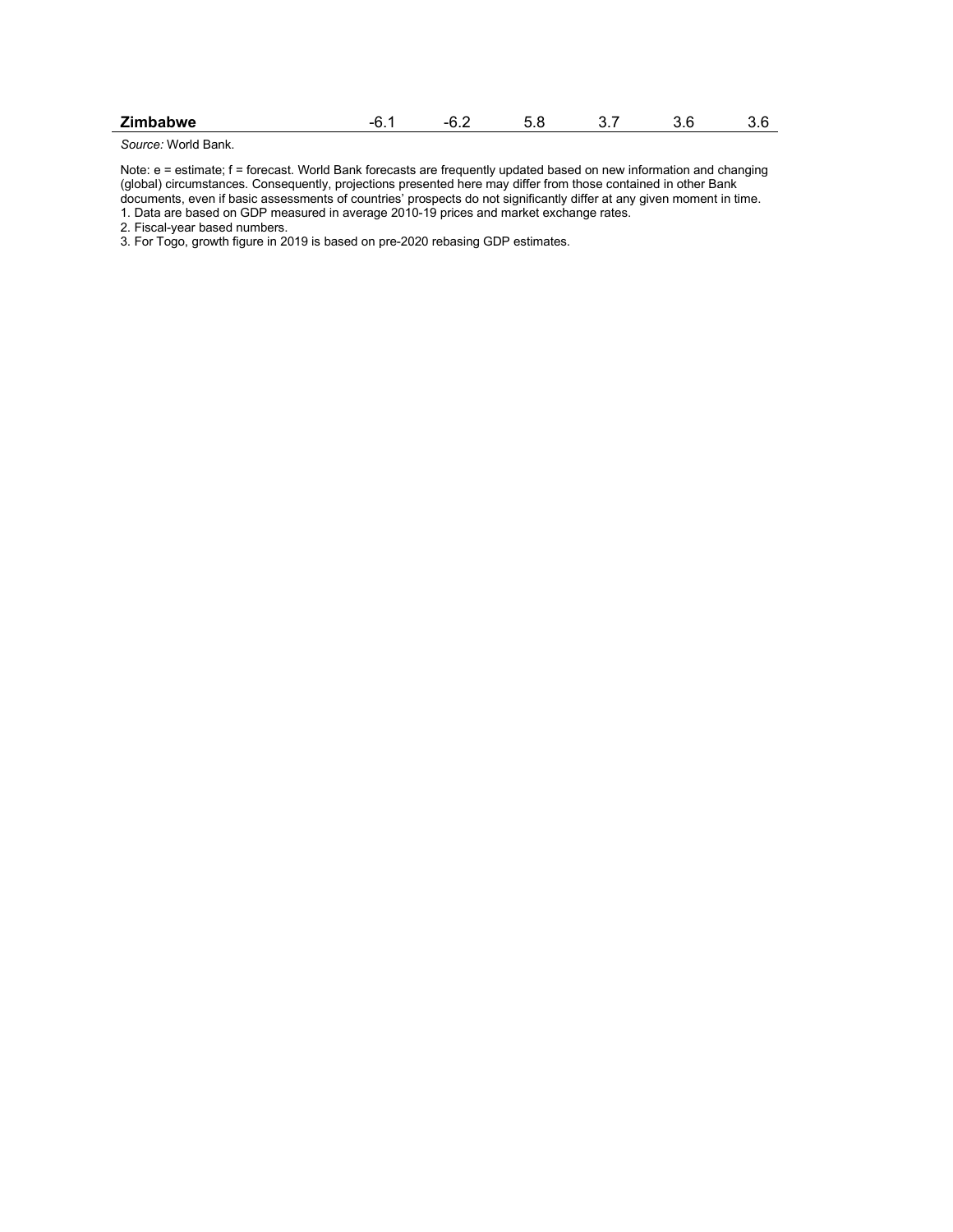| | | | | | | |
|---|---|---|---|---|---|---|
| **Zimbabwe** | -6.1 | -6.2 | 5.8 | 3.7 | 3.6 | 3.6 |

*Source:* World Bank.

Note: e = estimate; f = forecast. World Bank forecasts are frequently updated based on new information and changing (global) circumstances. Consequently, projections presented here may differ from those contained in other Bank documents, even if basic assessments of countries' prospects do not significantly differ at any given moment in time.
1. Data are based on GDP measured in average 2010-19 prices and market exchange rates.
2. Fiscal-year based numbers.
3. For Togo, growth figure in 2019 is based on pre-2020 rebasing GDP estimates.